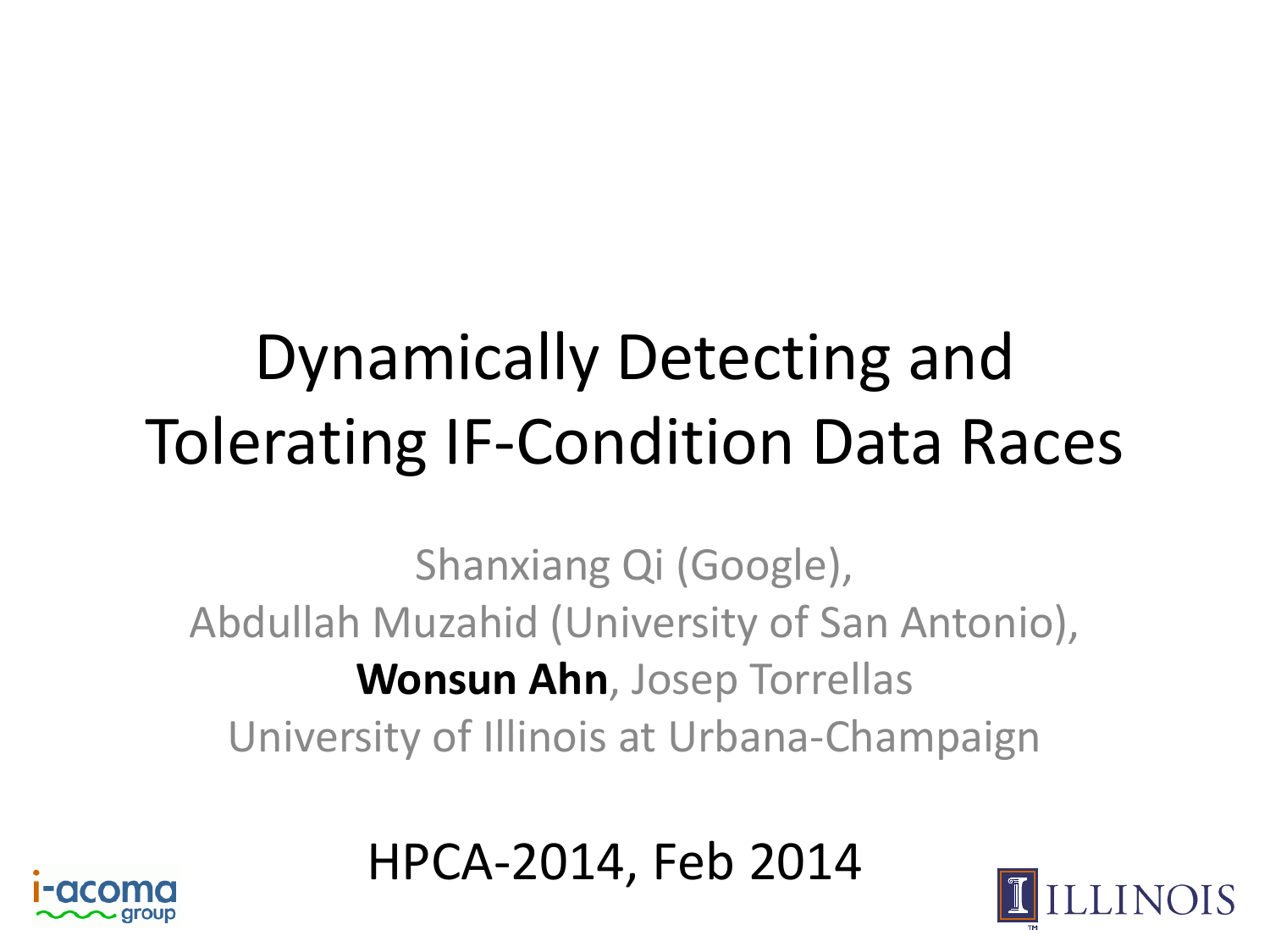# Dynamically Detecting and Tolerating IF-Condition Data Races

Shanxiang Qi (Google),
Abdullah Muzahid (University of San Antonio),
**Wonsun Ahn**, Josep Torrellas
University of Illinois at Urbana-Champaign

HPCA-2014, Feb 2014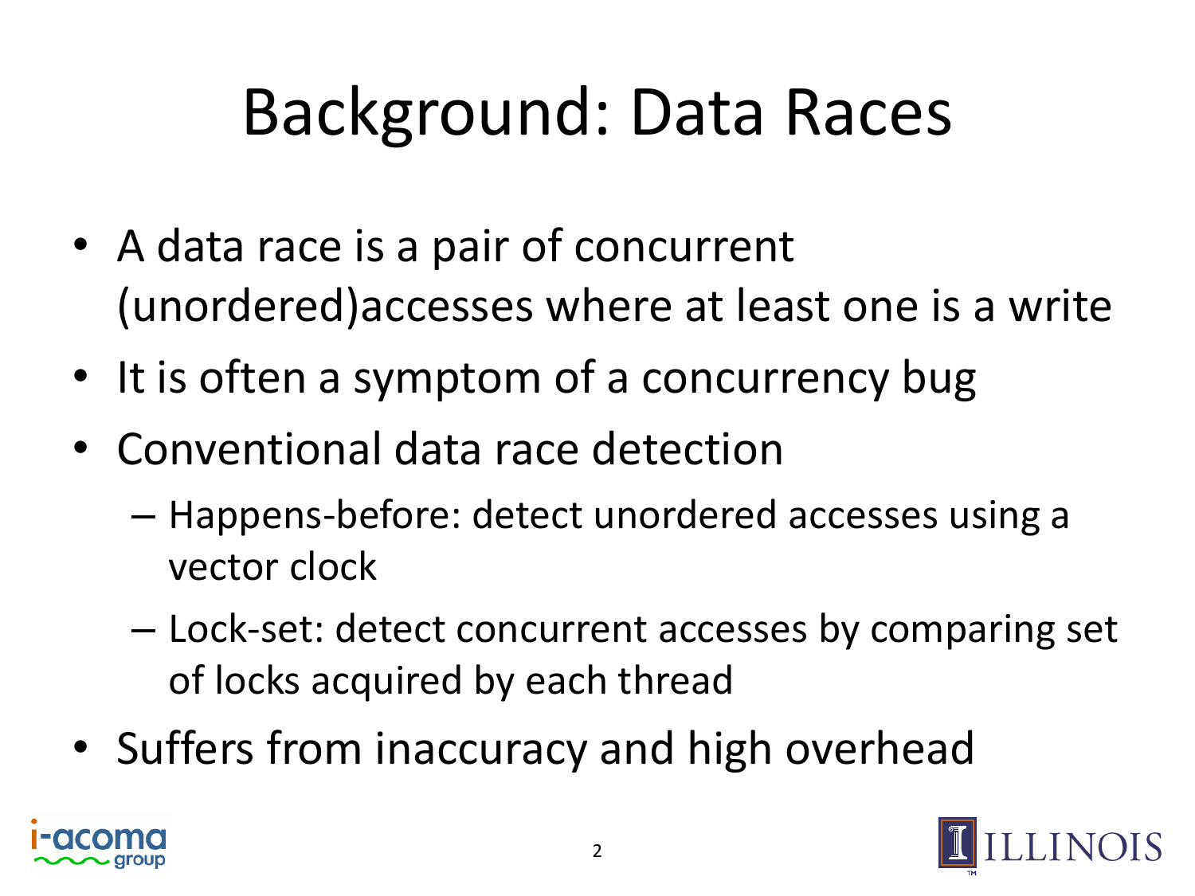# Background: Data Races

- A data race is a pair of concurrent (unordered)accesses where at least one is a write
- It is often a symptom of a concurrency bug
- Conventional data race detection
  - Happens-before: detect unordered accesses using a vector clock
  - Lock-set: detect concurrent accesses by comparing set of locks acquired by each thread
- Suffers from inaccuracy and high overhead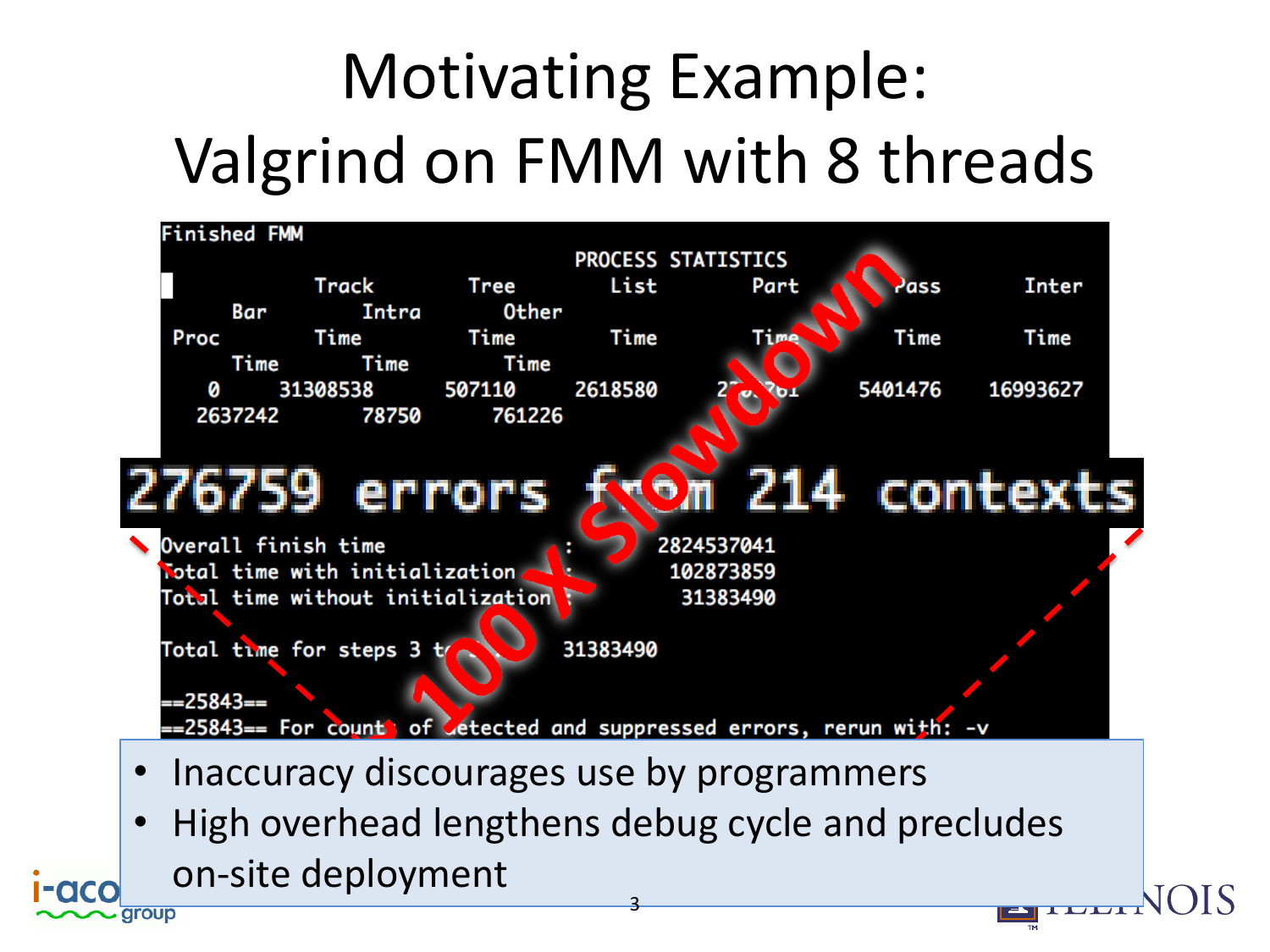# Motivating Example: Valgrind on FMM with 8 threads

```
Finished FMM
                                   PROCESS STATISTICS
           Track         Tree        List        Part        Pass        Inter
    Bar         Intra         Other
 Proc      Time          Time        Time        Time        Time        Time
    Time        Time          Time
   0     31308538     507110     2618580     27??761     5401476     16993627
  2637242      78750       761226

276759 errors from 214 contexts

Overall finish time                 :       2824537041
Total time with initialization      :        102873859
Total time without initialization   :         31383490

Total time for steps 3 to ...         31383490

==25843==
==25843== For counts of detected and suppressed errors, rerun with: -v
```

100 X Slowdown

- Inaccuracy discourages use by programmers
- High overhead lengthens debug cycle and precludes on-site deployment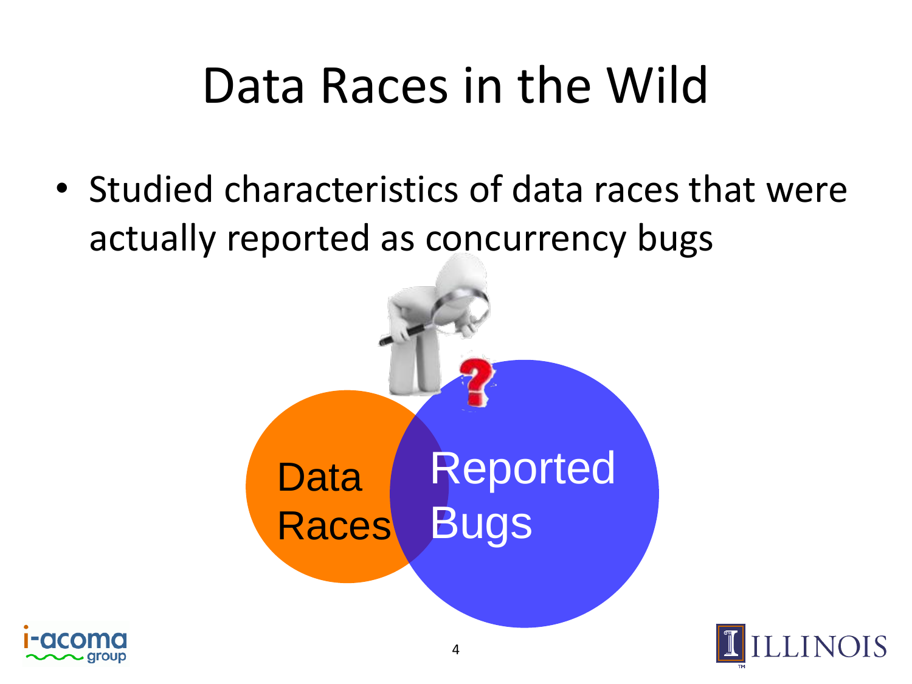# Data Races in the Wild

- Studied characteristics of data races that were actually reported as concurrency bugs

Data Races

Reported Bugs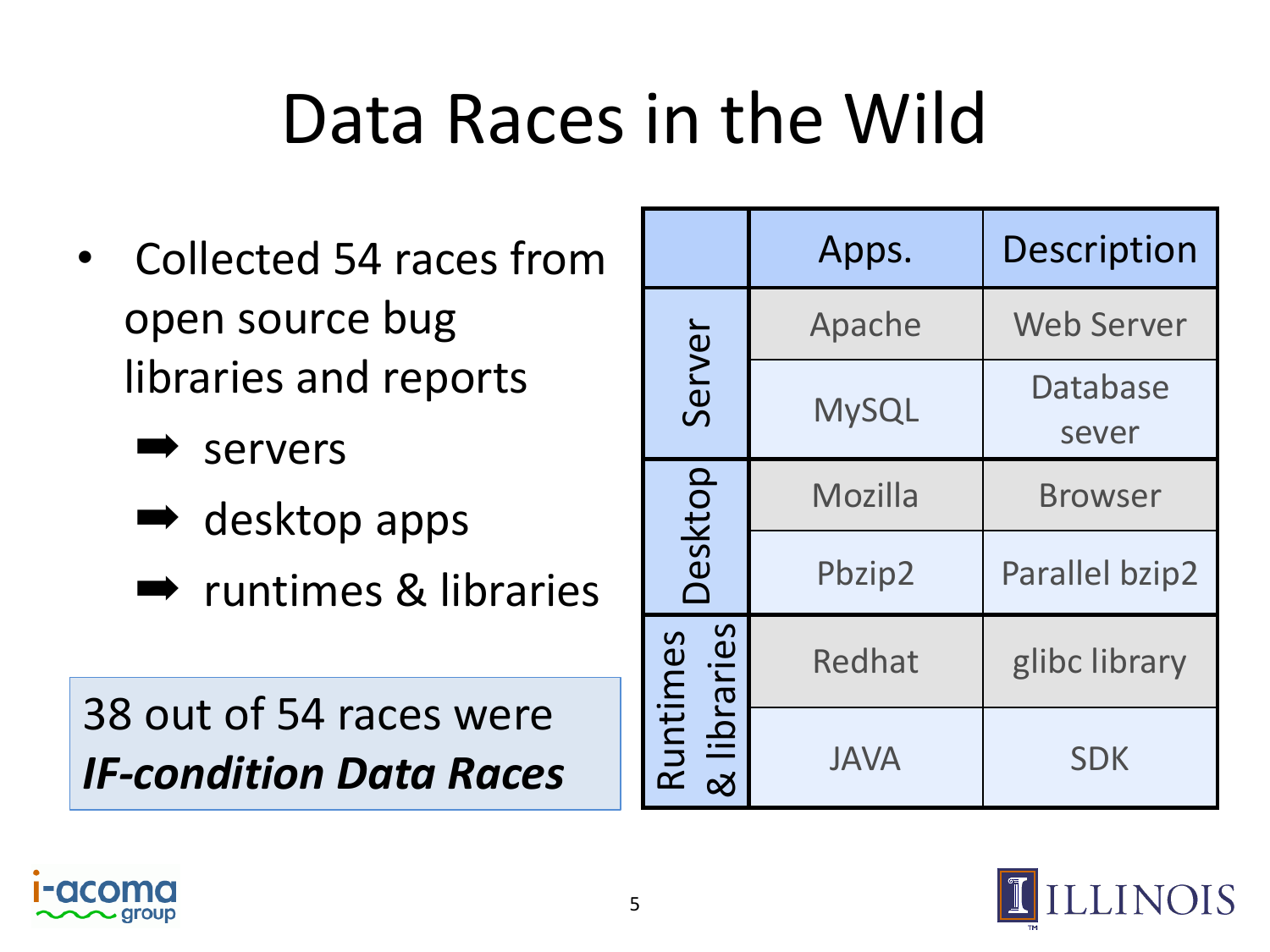# Data Races in the Wild

- Collected 54 races from open source bug libraries and reports
  - ➡ servers
  - ➡ desktop apps
  - ➡ runtimes & libraries

38 out of 54 races were ***IF-condition Data Races***

| | Apps. | Description |
|---|---|---|
| Server | Apache | Web Server |
| | MySQL | Database sever |
| Desktop | Mozilla | Browser |
| | Pbzip2 | Parallel bzip2 |
| Runtimes & libraries | Redhat | glibc library |
| | JAVA | SDK |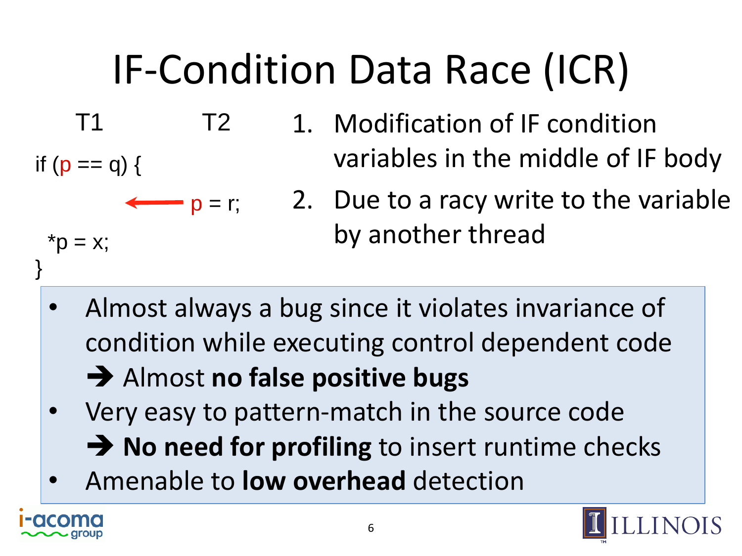# IF-Condition Data Race (ICR)

```
T1                 T2
if (p == q) {
              <--- p = r;
  *p = x;
}
```

1. Modification of IF condition variables in the middle of IF body
2. Due to a racy write to the variable by another thread

- Almost always a bug since it violates invariance of condition while executing control dependent code
  ➔ Almost **no false positive bugs**
- Very easy to pattern-match in the source code
  ➔ **No need for profiling** to insert runtime checks
- Amenable to **low overhead** detection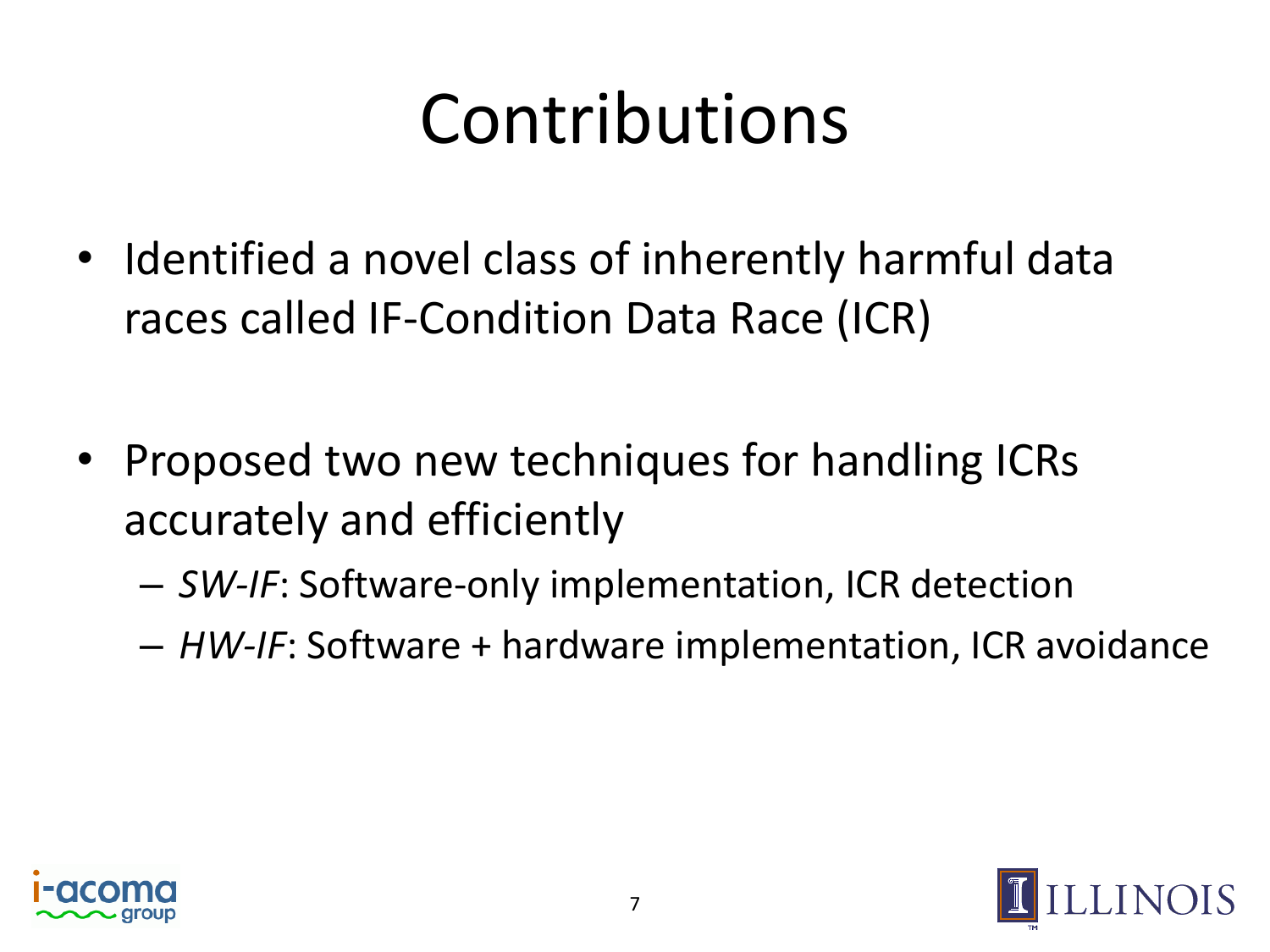# Contributions

- Identified a novel class of inherently harmful data races called IF-Condition Data Race (ICR)

- Proposed two new techniques for handling ICRs accurately and efficiently
  - *SW-IF*: Software-only implementation, ICR detection
  - *HW-IF*: Software + hardware implementation, ICR avoidance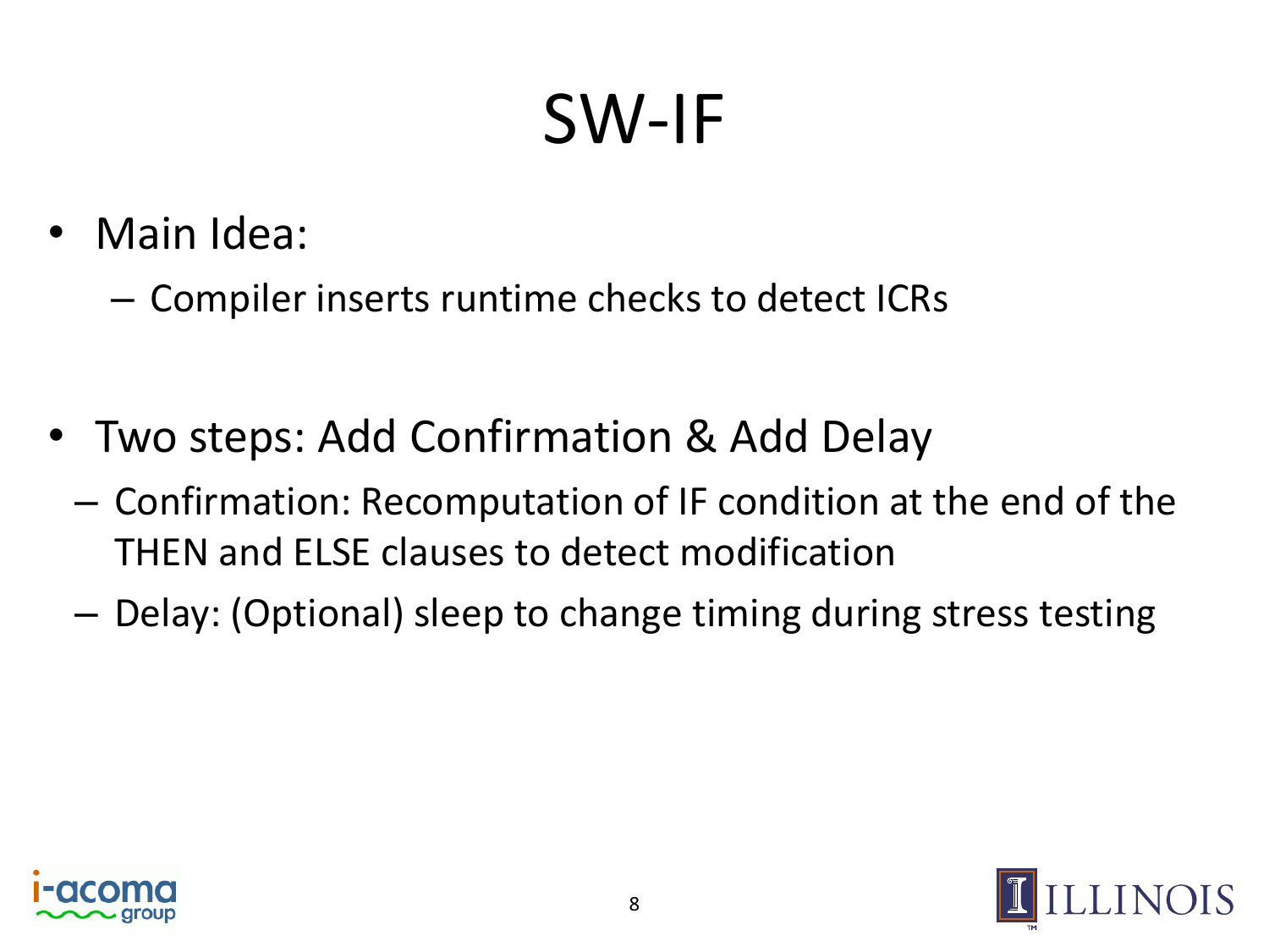# SW-IF

- Main Idea:
  - Compiler inserts runtime checks to detect ICRs

- Two steps: Add Confirmation & Add Delay
  - Confirmation: Recomputation of IF condition at the end of the THEN and ELSE clauses to detect modification
  - Delay: (Optional) sleep to change timing during stress testing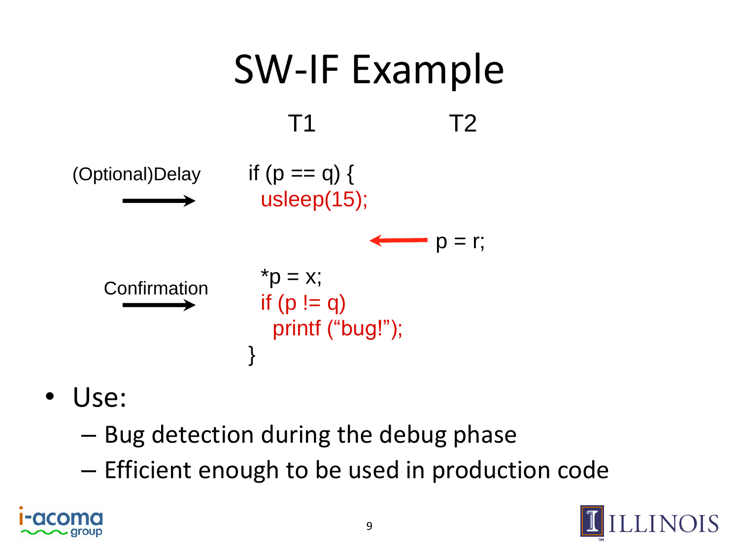# SW-IF Example

```
T1                          T2

if (p == q) {                          (Optional)Delay →
  usleep(15);
                     ←  p = r;
  *p = x;
  if (p != q)                          Confirmation →
    printf ("bug!");
}
```

- Use:
  - Bug detection during the debug phase
  - Efficient enough to be used in production code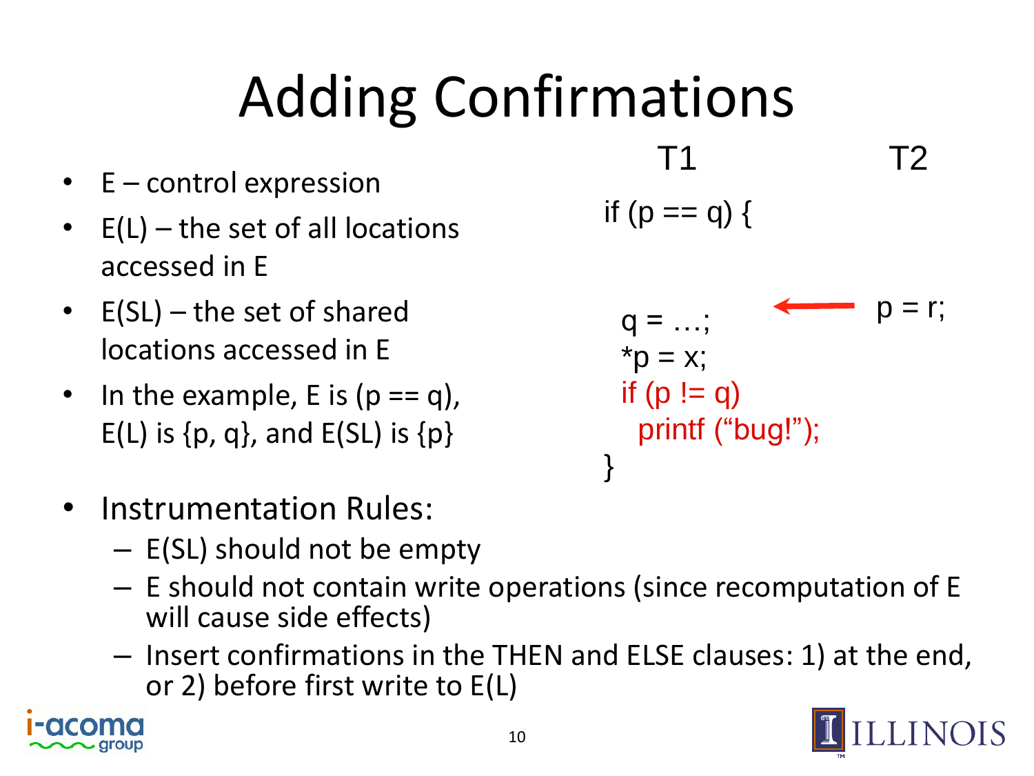# Adding Confirmations

- E – control expression
- E(L) – the set of all locations accessed in E
- E(SL) – the set of shared locations accessed in E
- In the example, E is (p == q), E(L) is {p, q}, and E(SL) is {p}

```
T1                              T2
if (p == q) {

                     <------    p = r;
  q = …;
  *p = x;
  if (p != q)
    printf (“bug!”);
}
```

- Instrumentation Rules:
  - E(SL) should not be empty
  - E should not contain write operations (since recomputation of E will cause side effects)
  - Insert confirmations in the THEN and ELSE clauses: 1) at the end, or 2) before first write to E(L)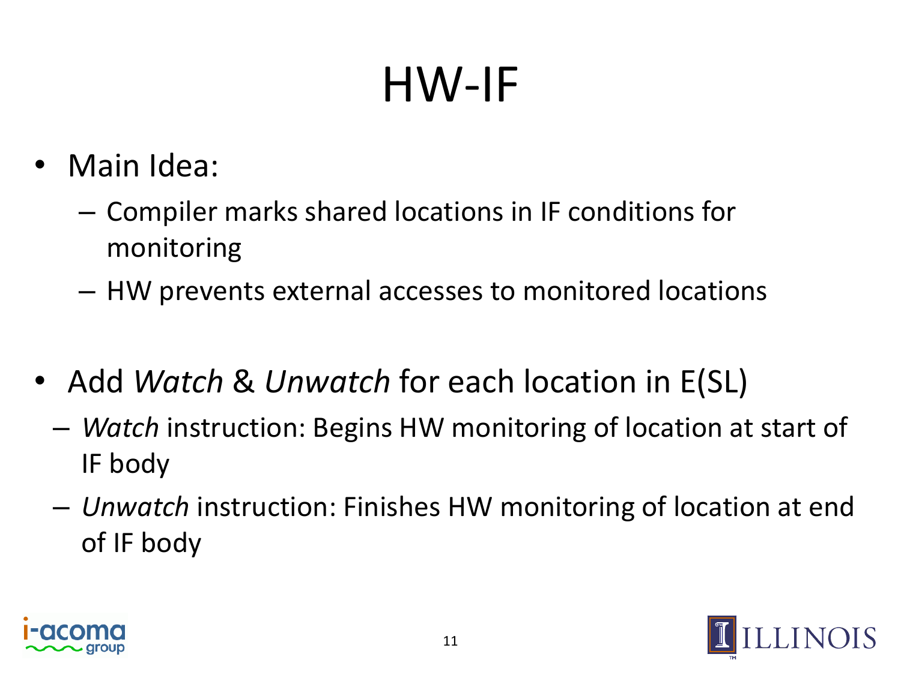# HW-IF

- Main Idea:
  - Compiler marks shared locations in IF conditions for monitoring
  - HW prevents external accesses to monitored locations

- Add *Watch* & *Unwatch* for each location in E(SL)
  - *Watch* instruction: Begins HW monitoring of location at start of IF body
  - *Unwatch* instruction: Finishes HW monitoring of location at end of IF body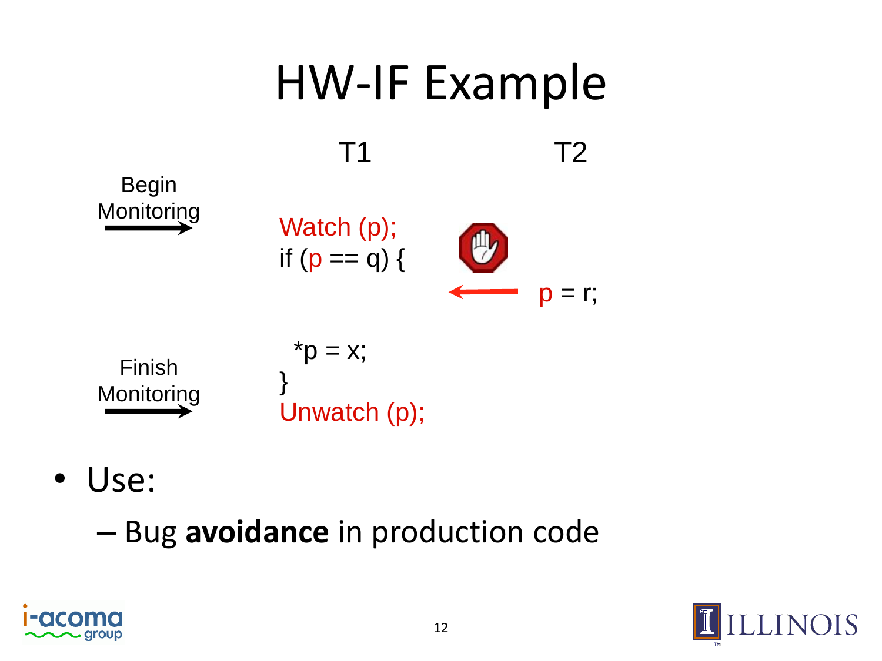# HW-IF Example

| | T1 | T2 |
|---|---|---|
| Begin Monitoring → | Watch (p); | |
| | if (p == q) { | |
| | | p = r; |
| | \*p = x; | |
| | } | |
| Finish Monitoring → | Unwatch (p); | |

- Use:
  - Bug **avoidance** in production code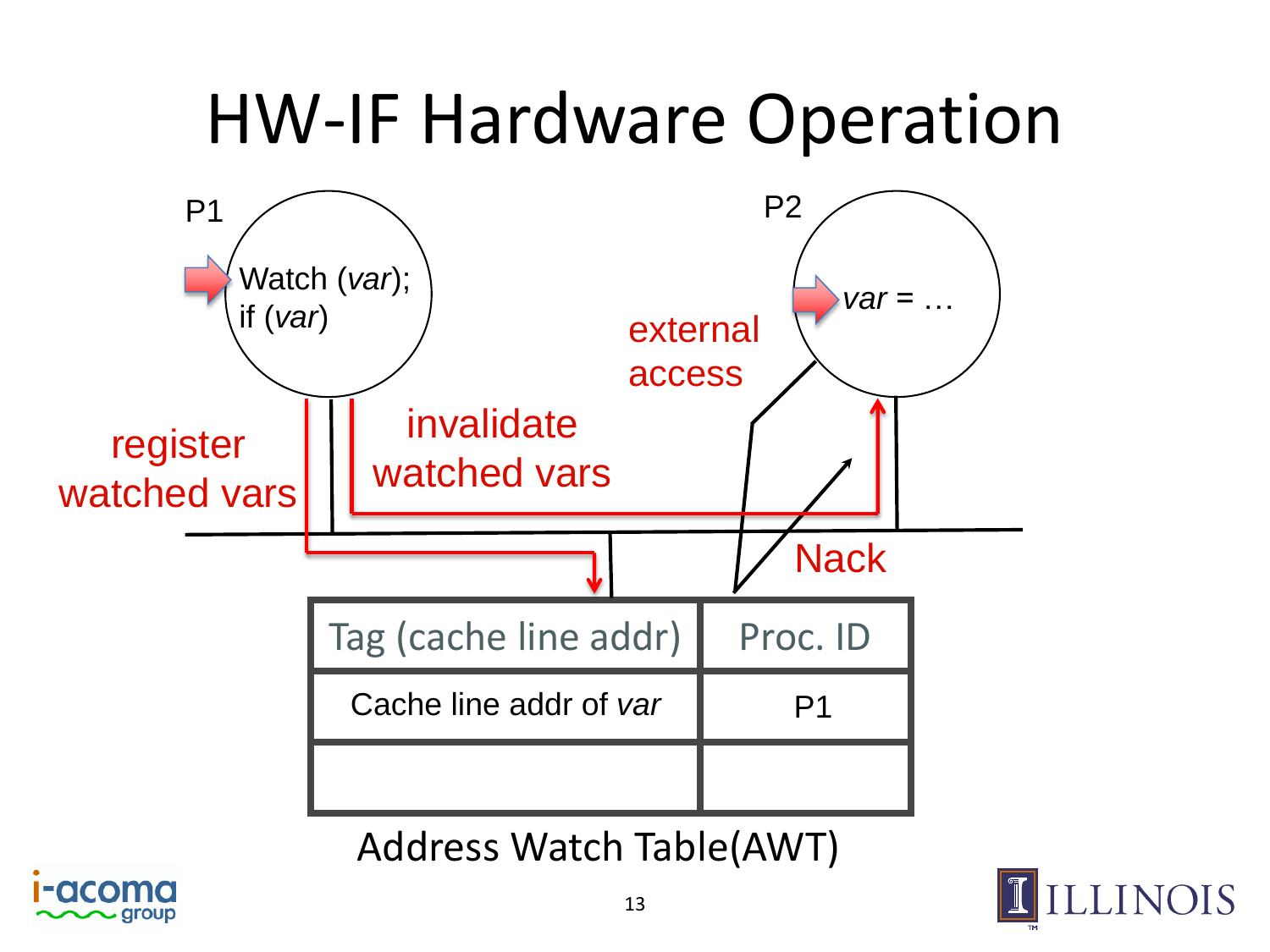# HW-IF Hardware Operation

P1

Watch (*var*);
if (*var*)

P2

*var* = …

register watched vars

invalidate watched vars

external access

Nack

| Tag (cache line addr) | Proc. ID |
|---|---|
| Cache line addr of *var* | P1 |
| | |

Address Watch Table(AWT)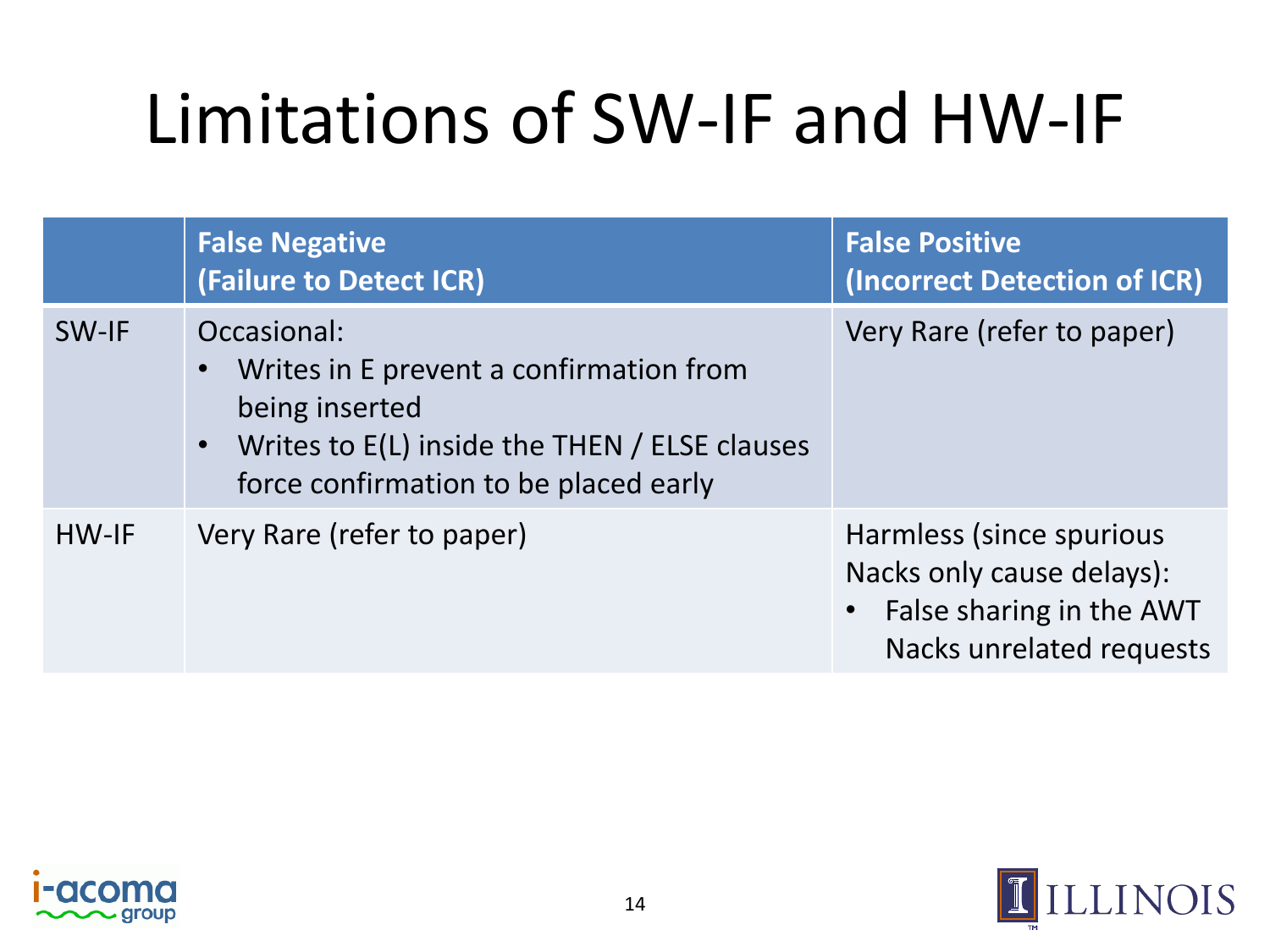# Limitations of SW-IF and HW-IF

| | **False Negative (Failure to Detect ICR)** | **False Positive (Incorrect Detection of ICR)** |
|---|---|---|
| SW-IF | Occasional: <br>• Writes in E prevent a confirmation from being inserted <br>• Writes to E(L) inside the THEN / ELSE clauses force confirmation to be placed early | Very Rare (refer to paper) |
| HW-IF | Very Rare (refer to paper) | Harmless (since spurious Nacks only cause delays): <br>• False sharing in the AWT Nacks unrelated requests |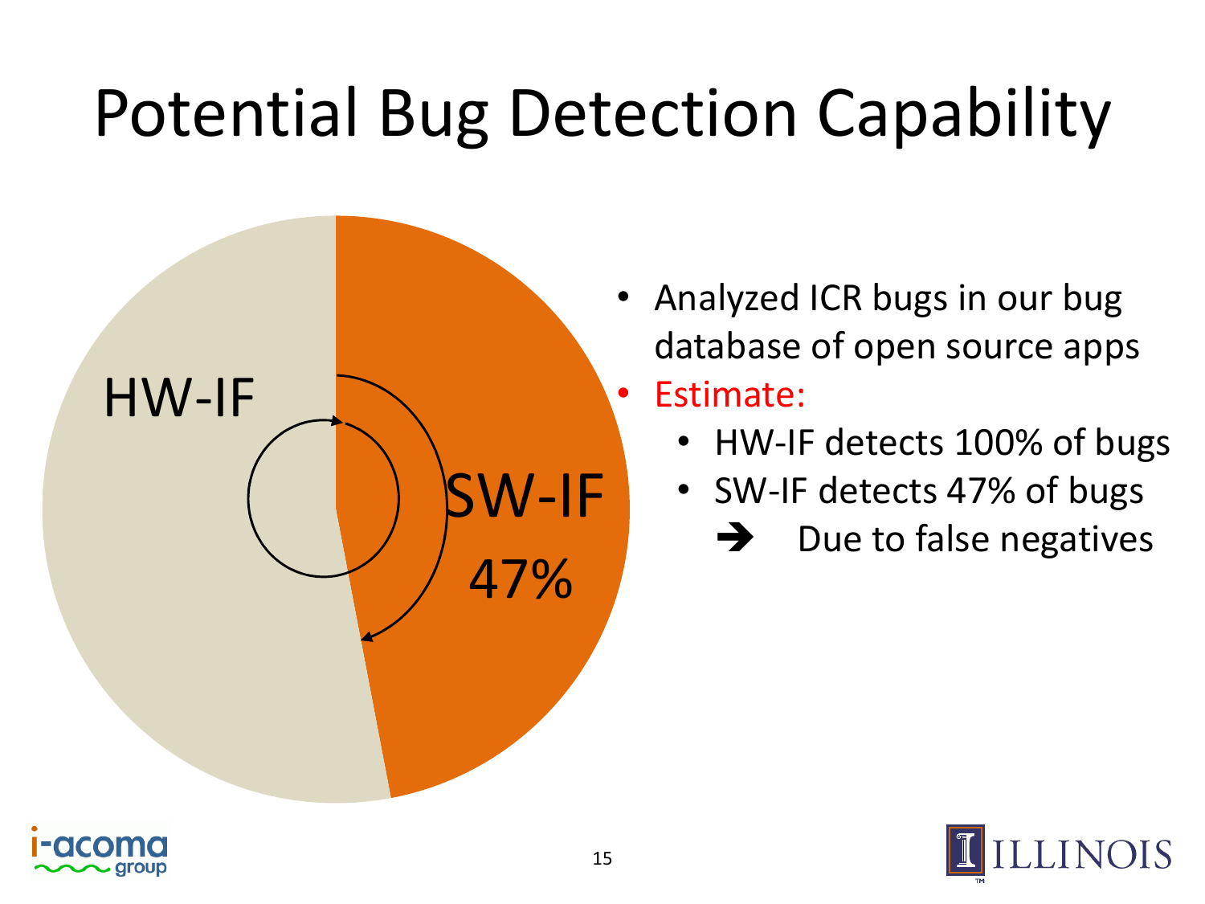# Potential Bug Detection Capability

HW-IF

SW-IF

47%

- Analyzed ICR bugs in our bug database of open source apps
- Estimate:
  - HW-IF detects 100% of bugs
  - SW-IF detects 47% of bugs
    ➔ Due to false negatives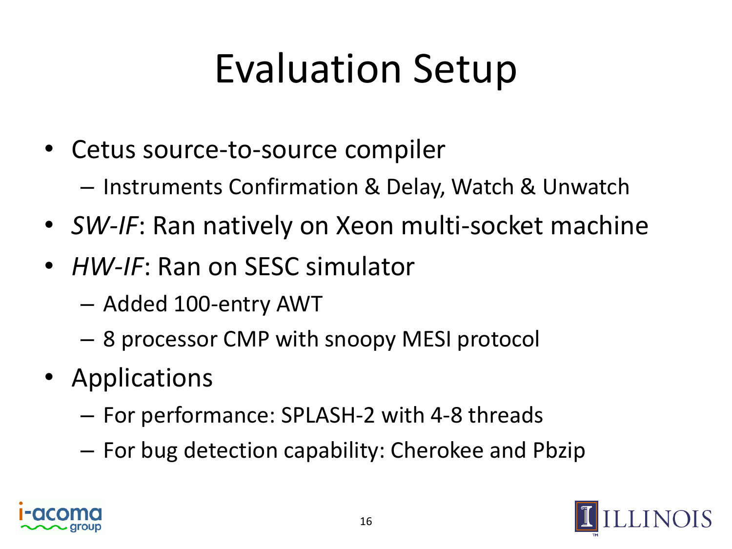# Evaluation Setup

- Cetus source-to-source compiler
  - Instruments Confirmation & Delay, Watch & Unwatch
- *SW-IF*: Ran natively on Xeon multi-socket machine
- *HW-IF*: Ran on SESC simulator
  - Added 100-entry AWT
  - 8 processor CMP with snoopy MESI protocol
- Applications
  - For performance: SPLASH-2 with 4-8 threads
  - For bug detection capability: Cherokee and Pbzip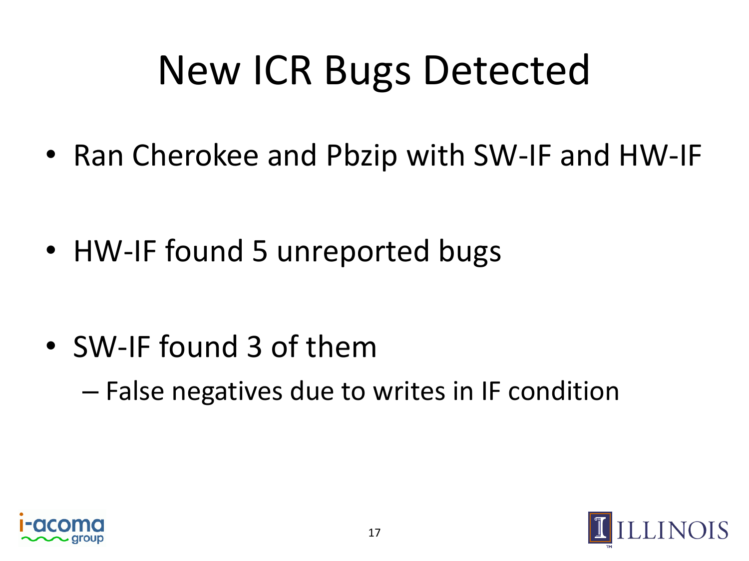# New ICR Bugs Detected

- Ran Cherokee and Pbzip with SW-IF and HW-IF
- HW-IF found 5 unreported bugs
- SW-IF found 3 of them
  - False negatives due to writes in IF condition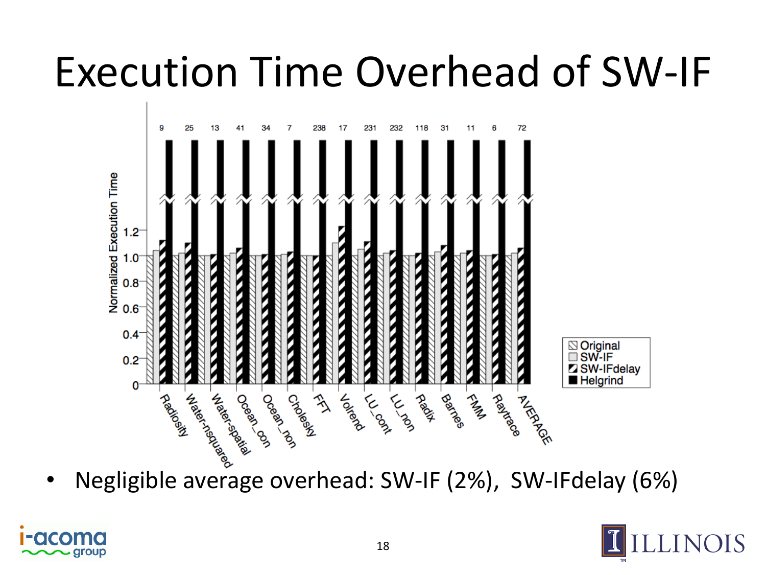# Execution Time Overhead of SW-IF

- Negligible average overhead: SW-IF (2%), SW-IFdelay (6%)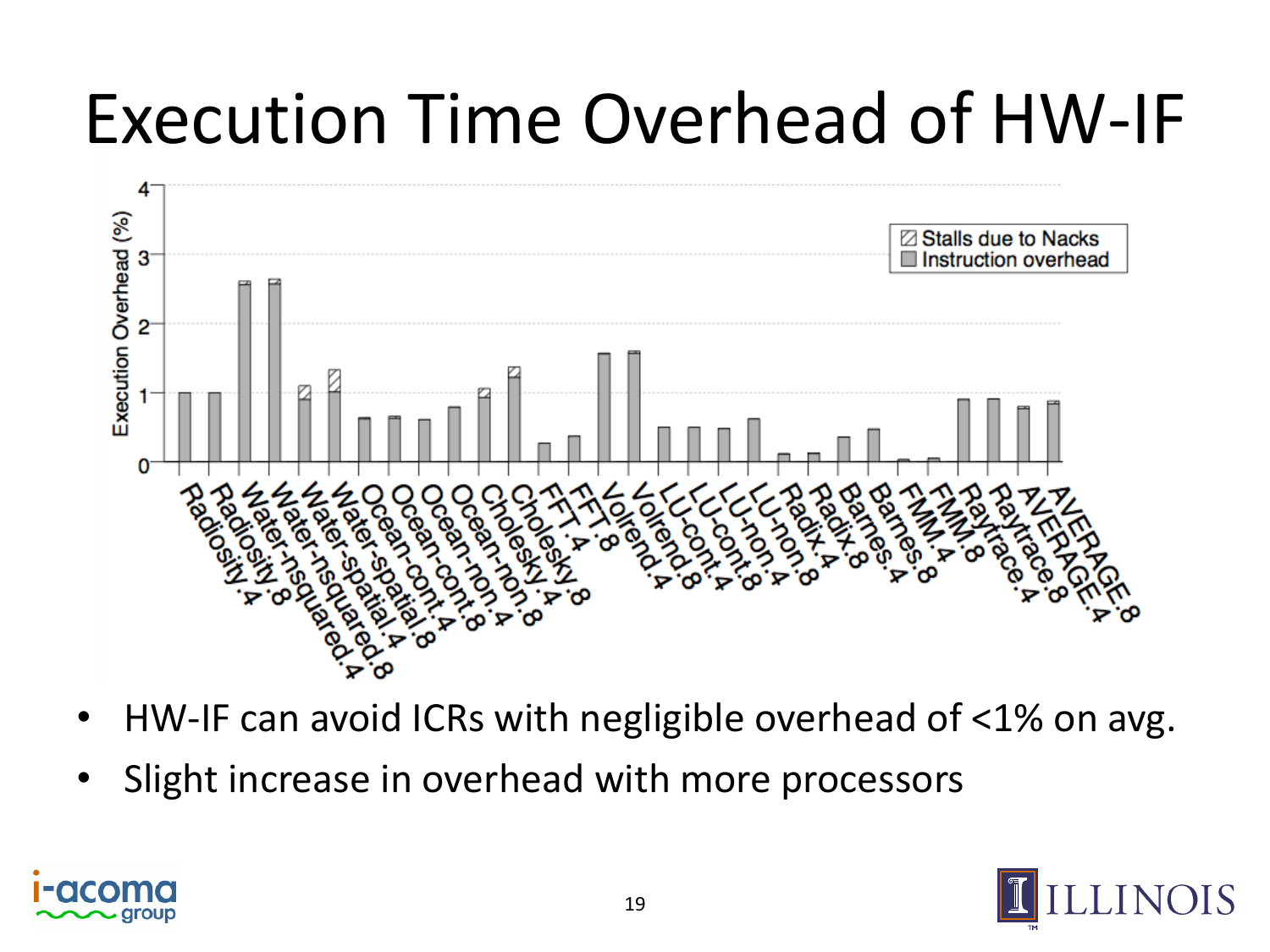# Execution Time Overhead of HW-IF

- HW-IF can avoid ICRs with negligible overhead of <1% on avg.
- Slight increase in overhead with more processors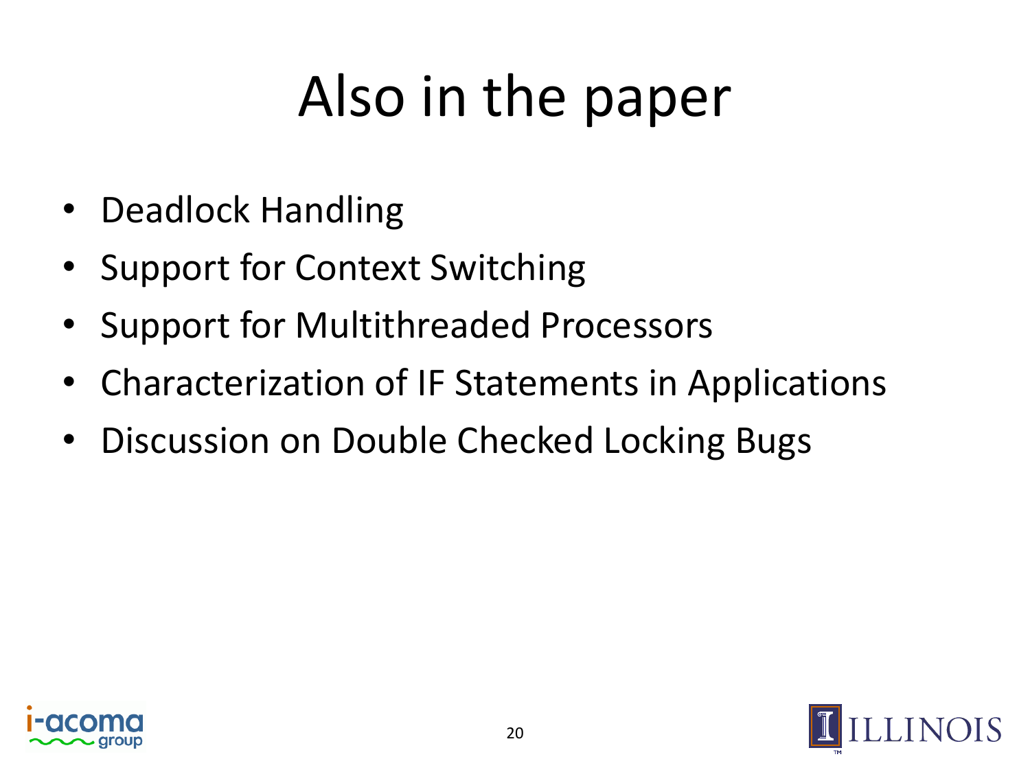# Also in the paper

- Deadlock Handling
- Support for Context Switching
- Support for Multithreaded Processors
- Characterization of IF Statements in Applications
- Discussion on Double Checked Locking Bugs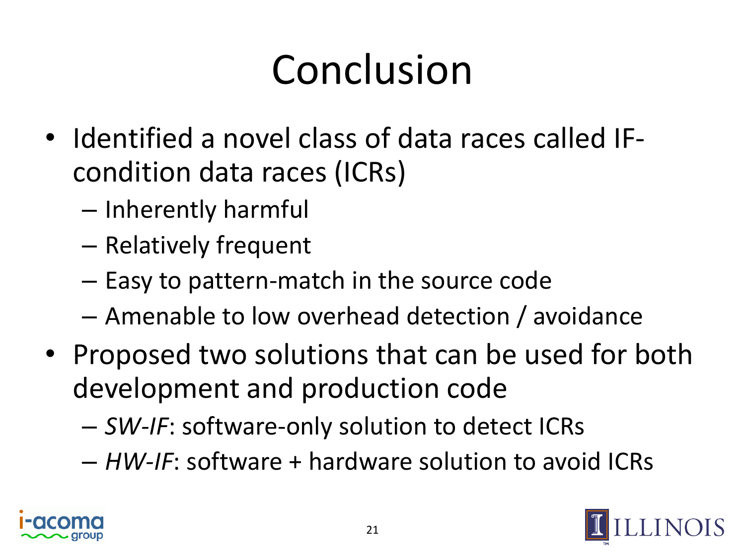# Conclusion

- Identified a novel class of data races called IF-condition data races (ICRs)
  - Inherently harmful
  - Relatively frequent
  - Easy to pattern-match in the source code
  - Amenable to low overhead detection / avoidance
- Proposed two solutions that can be used for both development and production code
  - *SW-IF*: software-only solution to detect ICRs
  - *HW-IF*: software + hardware solution to avoid ICRs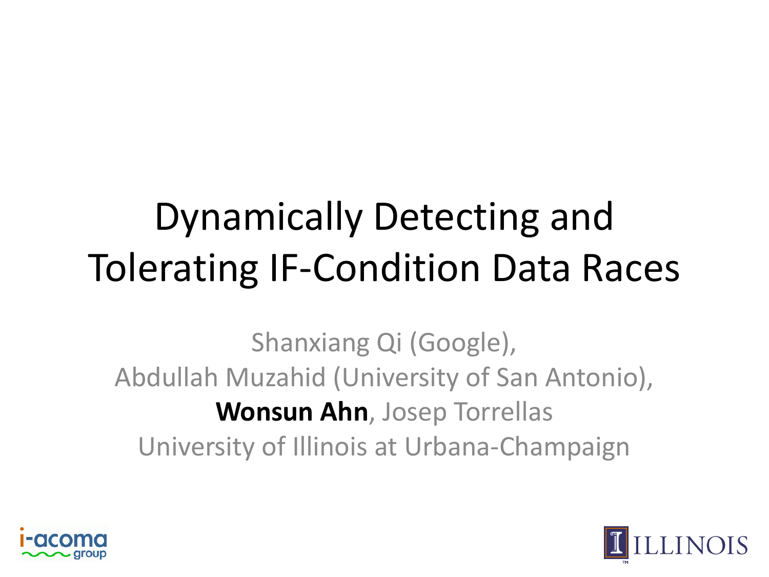# Dynamically Detecting and Tolerating IF-Condition Data Races

Shanxiang Qi (Google),
Abdullah Muzahid (University of San Antonio),
**Wonsun Ahn**, Josep Torrellas
University of Illinois at Urbana-Champaign